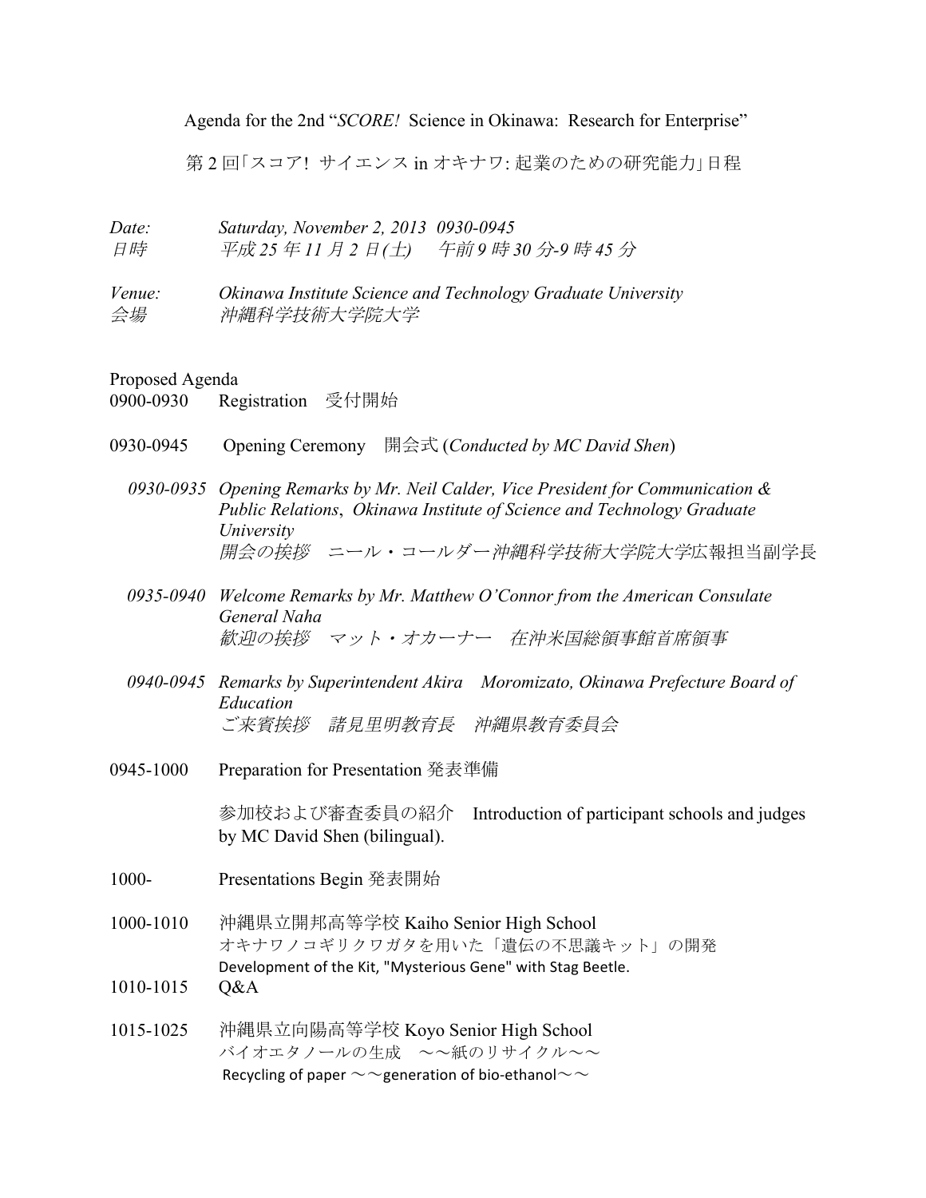Agenda for the 2nd "*SCORE!* Science in Okinawa: Research for Enterprise"

第 2 回｢スコア! サイエンス in オキナワ: 起業のための研究能力｣日程

*Date:* *Saturday, November 2, 2013 0930-0945*
*日時* *平成 25 年 11 月 2 日(土) 午前 9 時 30 分-9 時 45 分*

*Venue:* *Okinawa Institute Science and Technology Graduate University*
*会場* *沖縄科学技術大学院大学*

Proposed Agenda

0900-0930 Registration 受付開始

0930-0945 Opening Ceremony 開会式 (*Conducted by MC David Shen*)

*0930-0935 Opening Remarks by Mr. Neil Calder, Vice President for Communication & Public Relations, Okinawa Institute of Science and Technology Graduate University*
*開会の挨拶 ニール・コールダー沖縄科学技術大学院大学広報担当副学長*

*0935-0940 Welcome Remarks by Mr. Matthew O'Connor from the American Consulate General Naha*
*歓迎の挨拶 マット・オカーナー 在沖米国総領事館首席領事*

*0940-0945 Remarks by Superintendent Akira Moromizato, Okinawa Prefecture Board of Education*
*ご来賓挨拶 諸見里明教育長 沖縄県教育委員会*

0945-1000 Preparation for Presentation 発表準備

参加校および審査委員の紹介 Introduction of participant schools and judges by MC David Shen (bilingual).

1000- Presentations Begin 発表開始

1000-1010 沖縄県立開邦高等学校 Kaiho Senior High School
オキナワノコギリクワガタを用いた「遺伝の不思議キット」の開発
Development of the Kit, "Mysterious Gene" with Stag Beetle.

1010-1015 Q&A

1015-1025 沖縄県立向陽高等学校 Koyo Senior High School
バイオエタノールの生成 ～～紙のリサイクル～～
Recycling of paper ～～generation of bio-ethanol～～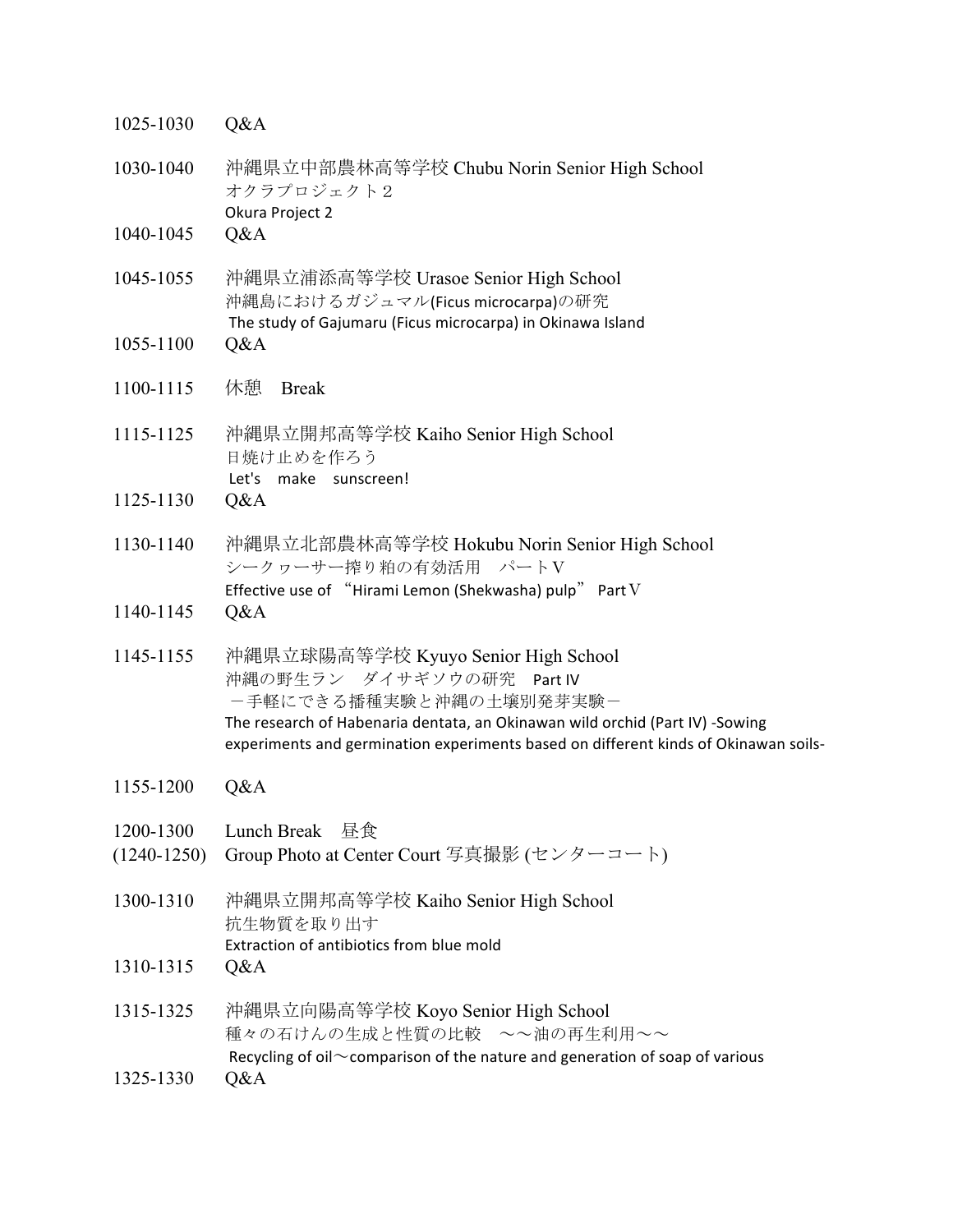1025-1030 Q&A

1030-1040 沖縄県立中部農林高等学校 Chubu Norin Senior High School
オクラプロジェクト２
Okura Project 2

1040-1045 Q&A

1045-1055 沖縄県立浦添高等学校 Urasoe Senior High School
沖縄島におけるガジュマル(Ficus microcarpa)の研究
The study of Gajumaru (Ficus microcarpa) in Okinawa Island

1055-1100 Q&A

1100-1115 休憩　Break

1115-1125 沖縄県立開邦高等学校 Kaiho Senior High School
日焼け止めを作ろう
Let's　make　sunscreen!

1125-1130 Q&A

1130-1140 沖縄県立北部農林高等学校 Hokubu Norin Senior High School
シークヮーサー搾り粕の有効活用　パートＶ
Effective use of “Hirami Lemon (Shekwasha) pulp” PartⅤ

1140-1145 Q&A

1145-1155 沖縄県立球陽高等学校 Kyuyo Senior High School
沖縄の野生ラン　ダイサギソウの研究　Part IV
－手軽にできる播種実験と沖縄の土壌別発芽実験－
The research of Habenaria dentata, an Okinawan wild orchid (Part IV) -Sowing experiments and germination experiments based on different kinds of Okinawan soils-

1155-1200 Q&A

1200-1300 Lunch Break　昼食
(1240-1250) Group Photo at Center Court 写真撮影 (センターコート)

1300-1310 沖縄県立開邦高等学校 Kaiho Senior High School
抗生物質を取り出す
Extraction of antibiotics from blue mold

1310-1315 Q&A

1315-1325 沖縄県立向陽高等学校 Koyo Senior High School
種々の石けんの生成と性質の比較　～～油の再生利用～～
Recycling of oil～comparison of the nature and generation of soap of various

1325-1330 Q&A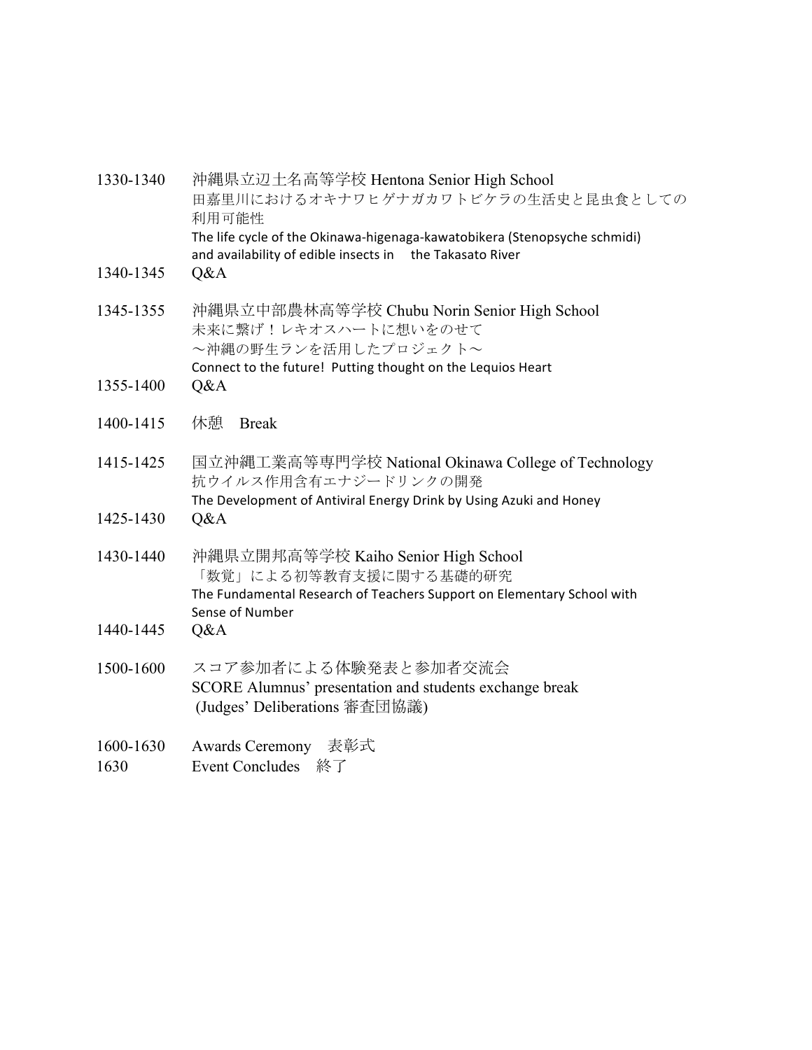1330-1340 沖縄県立辺土名高等学校 Hentona Senior High School
田嘉里川におけるオキナワヒゲナガカワトビケラの生活史と昆虫食としての利用可能性
The life cycle of the Okinawa-higenaga-kawatobikera (Stenopsyche schmidi) and availability of edible insects in the Takasato River

1340-1345 Q&A

1345-1355 沖縄県立中部農林高等学校 Chubu Norin Senior High School
未来に繋げ！レキオスハートに想いをのせて
～沖縄の野生ランを活用したプロジェクト～
Connect to the future! Putting thought on the Lequios Heart

1355-1400 Q&A

1400-1415 休憩 Break

1415-1425 国立沖縄工業高等専門学校 National Okinawa College of Technology
抗ウイルス作用含有エナジードリンクの開発
The Development of Antiviral Energy Drink by Using Azuki and Honey

1425-1430 Q&A

1430-1440 沖縄県立開邦高等学校 Kaiho Senior High School
「数覚」による初等教育支援に関する基礎的研究
The Fundamental Research of Teachers Support on Elementary School with Sense of Number

1440-1445 Q&A

1500-1600 スコア参加者による体験発表と参加者交流会
SCORE Alumnus' presentation and students exchange break
(Judges' Deliberations 審査団協議)

1600-1630 Awards Ceremony 表彰式

1630 Event Concludes 終了